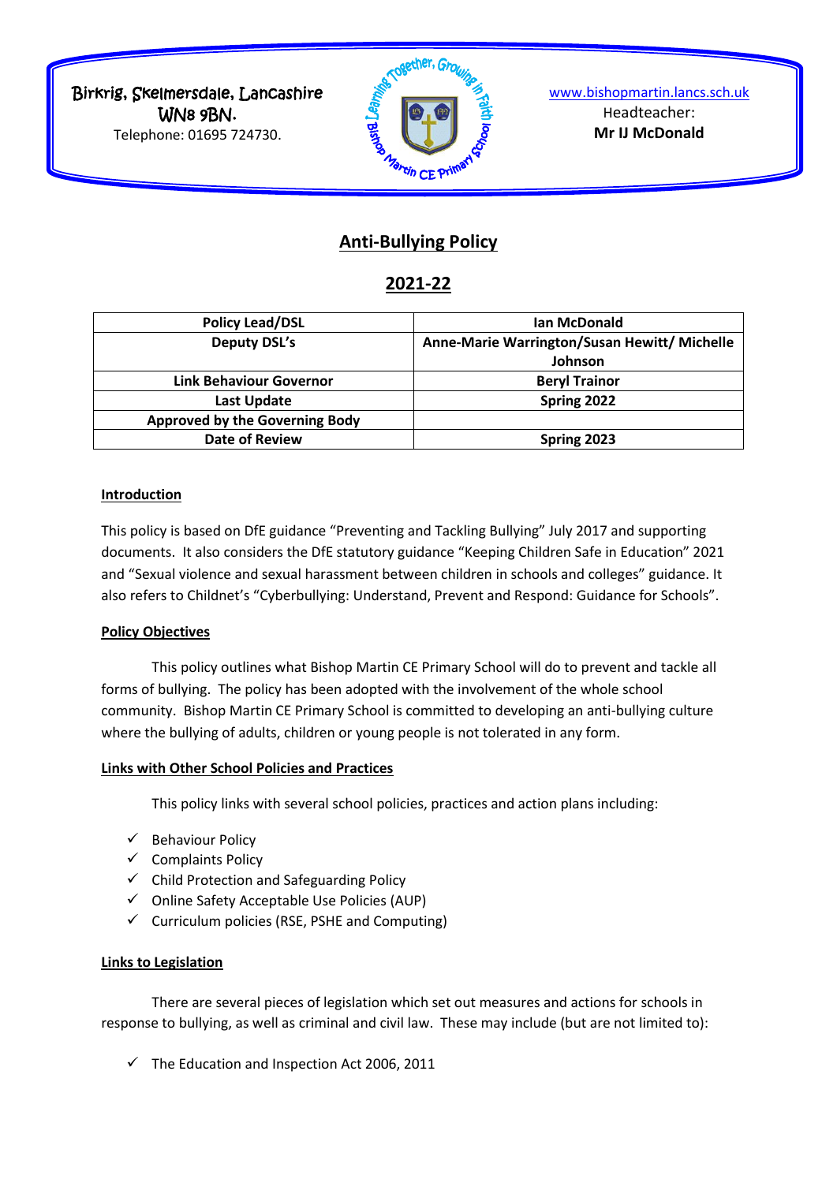Birkrig, Skelmersdale, Lancashire
WN8 9BN.
Telephone: 01695 724730.

www.bishopmartin.lancs.sch.uk
Headteacher:
**Mr IJ McDonald**

# Anti-Bullying Policy

## 2021-22

| Policy Lead/DSL | Ian McDonald |
|---|---|
| Deputy DSL's | Anne-Marie Warrington/Susan Hewitt/ Michelle Johnson |
| Link Behaviour Governor | Beryl Trainor |
| Last Update | Spring 2022 |
| Approved by the Governing Body | |
| Date of Review | Spring 2023 |

### Introduction

This policy is based on DfE guidance "Preventing and Tackling Bullying" July 2017 and supporting documents. It also considers the DfE statutory guidance "Keeping Children Safe in Education" 2021 and "Sexual violence and sexual harassment between children in schools and colleges" guidance. It also refers to Childnet's "Cyberbullying: Understand, Prevent and Respond: Guidance for Schools".

### Policy Objectives

This policy outlines what Bishop Martin CE Primary School will do to prevent and tackle all forms of bullying. The policy has been adopted with the involvement of the whole school community. Bishop Martin CE Primary School is committed to developing an anti-bullying culture where the bullying of adults, children or young people is not tolerated in any form.

### Links with Other School Policies and Practices

This policy links with several school policies, practices and action plans including:

- ✓ Behaviour Policy
- ✓ Complaints Policy
- ✓ Child Protection and Safeguarding Policy
- ✓ Online Safety Acceptable Use Policies (AUP)
- ✓ Curriculum policies (RSE, PSHE and Computing)

### Links to Legislation

There are several pieces of legislation which set out measures and actions for schools in response to bullying, as well as criminal and civil law. These may include (but are not limited to):

- ✓ The Education and Inspection Act 2006, 2011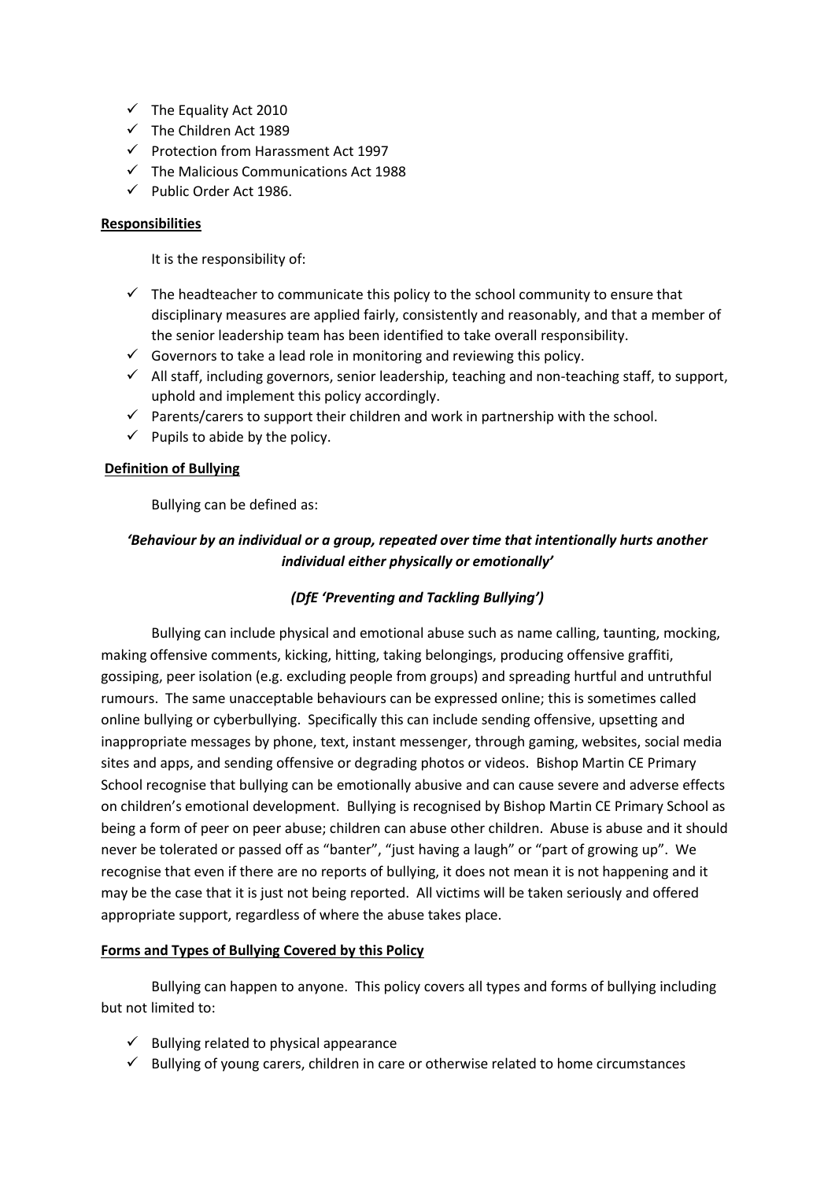- The Equality Act 2010
- The Children Act 1989
- Protection from Harassment Act 1997
- The Malicious Communications Act 1988
- Public Order Act 1986.

**Responsibilities**

It is the responsibility of:

- The headteacher to communicate this policy to the school community to ensure that disciplinary measures are applied fairly, consistently and reasonably, and that a member of the senior leadership team has been identified to take overall responsibility.
- Governors to take a lead role in monitoring and reviewing this policy.
- All staff, including governors, senior leadership, teaching and non-teaching staff, to support, uphold and implement this policy accordingly.
- Parents/carers to support their children and work in partnership with the school.
- Pupils to abide by the policy.

**Definition of Bullying**

Bullying can be defined as:

***'Behaviour by an individual or a group, repeated over time that intentionally hurts another individual either physically or emotionally'***

***(DfE 'Preventing and Tackling Bullying')***

Bullying can include physical and emotional abuse such as name calling, taunting, mocking, making offensive comments, kicking, hitting, taking belongings, producing offensive graffiti, gossiping, peer isolation (e.g. excluding people from groups) and spreading hurtful and untruthful rumours. The same unacceptable behaviours can be expressed online; this is sometimes called online bullying or cyberbullying. Specifically this can include sending offensive, upsetting and inappropriate messages by phone, text, instant messenger, through gaming, websites, social media sites and apps, and sending offensive or degrading photos or videos. Bishop Martin CE Primary School recognise that bullying can be emotionally abusive and can cause severe and adverse effects on children's emotional development. Bullying is recognised by Bishop Martin CE Primary School as being a form of peer on peer abuse; children can abuse other children. Abuse is abuse and it should never be tolerated or passed off as "banter", "just having a laugh" or "part of growing up". We recognise that even if there are no reports of bullying, it does not mean it is not happening and it may be the case that it is just not being reported. All victims will be taken seriously and offered appropriate support, regardless of where the abuse takes place.

**Forms and Types of Bullying Covered by this Policy**

Bullying can happen to anyone. This policy covers all types and forms of bullying including but not limited to:

- Bullying related to physical appearance
- Bullying of young carers, children in care or otherwise related to home circumstances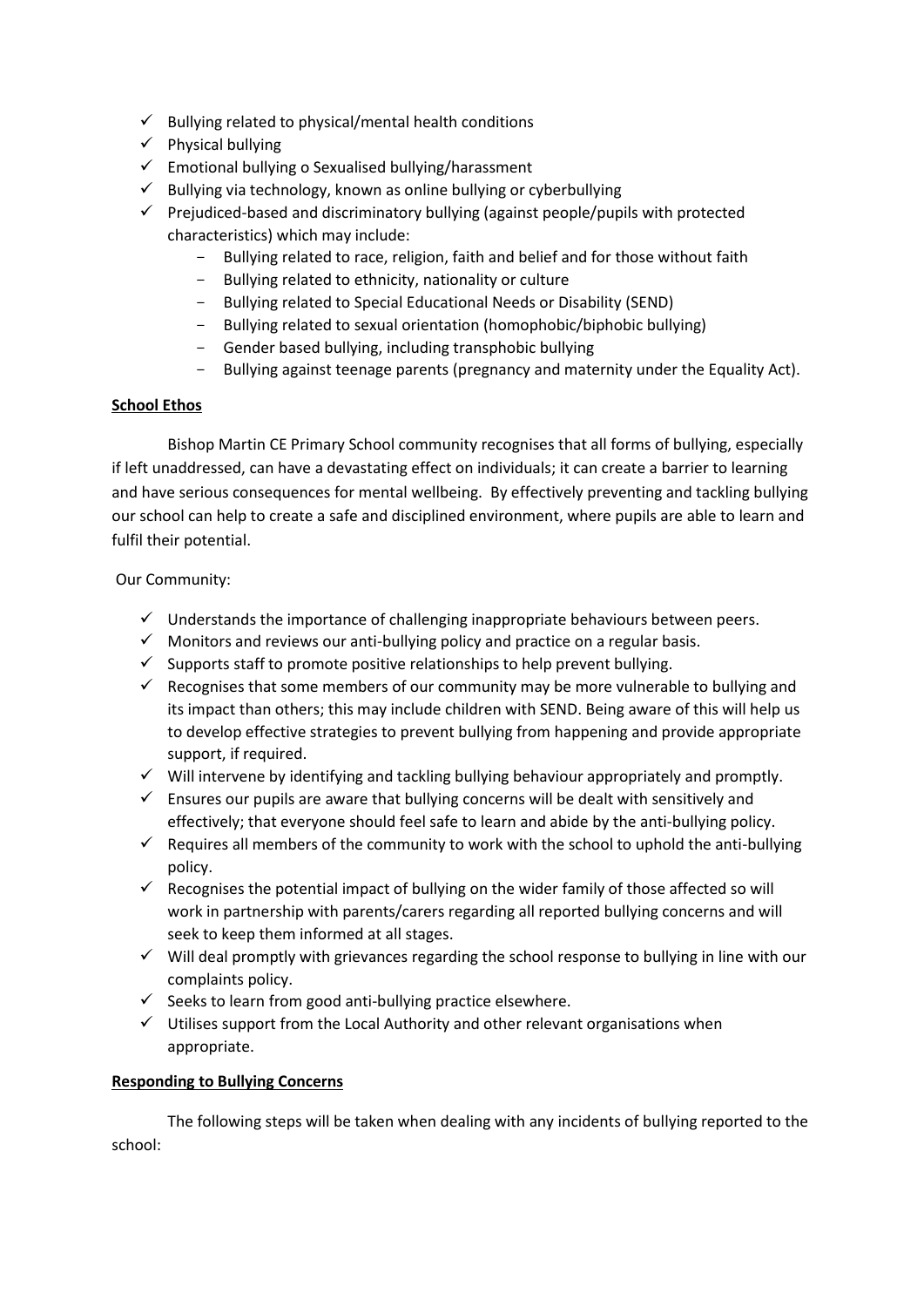- ✓ Bullying related to physical/mental health conditions
- ✓ Physical bullying
- ✓ Emotional bullying o Sexualised bullying/harassment
- ✓ Bullying via technology, known as online bullying or cyberbullying
- ✓ Prejudiced-based and discriminatory bullying (against people/pupils with protected characteristics) which may include:
  - Bullying related to race, religion, faith and belief and for those without faith
  - Bullying related to ethnicity, nationality or culture
  - Bullying related to Special Educational Needs or Disability (SEND)
  - Bullying related to sexual orientation (homophobic/biphobic bullying)
  - Gender based bullying, including transphobic bullying
  - Bullying against teenage parents (pregnancy and maternity under the Equality Act).

**<u>School Ethos</u>**

Bishop Martin CE Primary School community recognises that all forms of bullying, especially if left unaddressed, can have a devastating effect on individuals; it can create a barrier to learning and have serious consequences for mental wellbeing. By effectively preventing and tackling bullying our school can help to create a safe and disciplined environment, where pupils are able to learn and fulfil their potential.

Our Community:

- ✓ Understands the importance of challenging inappropriate behaviours between peers.
- ✓ Monitors and reviews our anti-bullying policy and practice on a regular basis.
- ✓ Supports staff to promote positive relationships to help prevent bullying.
- ✓ Recognises that some members of our community may be more vulnerable to bullying and its impact than others; this may include children with SEND. Being aware of this will help us to develop effective strategies to prevent bullying from happening and provide appropriate support, if required.
- ✓ Will intervene by identifying and tackling bullying behaviour appropriately and promptly.
- ✓ Ensures our pupils are aware that bullying concerns will be dealt with sensitively and effectively; that everyone should feel safe to learn and abide by the anti-bullying policy.
- ✓ Requires all members of the community to work with the school to uphold the anti-bullying policy.
- ✓ Recognises the potential impact of bullying on the wider family of those affected so will work in partnership with parents/carers regarding all reported bullying concerns and will seek to keep them informed at all stages.
- ✓ Will deal promptly with grievances regarding the school response to bullying in line with our complaints policy.
- ✓ Seeks to learn from good anti-bullying practice elsewhere.
- ✓ Utilises support from the Local Authority and other relevant organisations when appropriate.

**<u>Responding to Bullying Concerns</u>**

The following steps will be taken when dealing with any incidents of bullying reported to the school: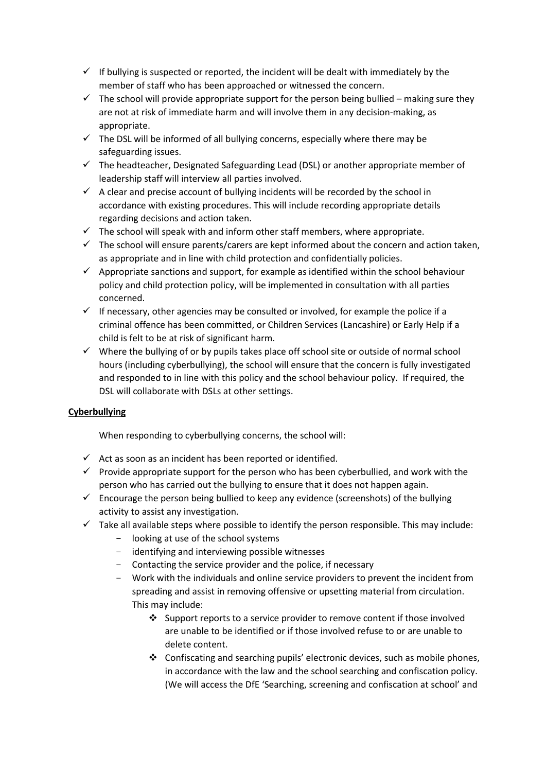- ✓ If bullying is suspected or reported, the incident will be dealt with immediately by the member of staff who has been approached or witnessed the concern.
- ✓ The school will provide appropriate support for the person being bullied – making sure they are not at risk of immediate harm and will involve them in any decision-making, as appropriate.
- ✓ The DSL will be informed of all bullying concerns, especially where there may be safeguarding issues.
- ✓ The headteacher, Designated Safeguarding Lead (DSL) or another appropriate member of leadership staff will interview all parties involved.
- ✓ A clear and precise account of bullying incidents will be recorded by the school in accordance with existing procedures. This will include recording appropriate details regarding decisions and action taken.
- ✓ The school will speak with and inform other staff members, where appropriate.
- ✓ The school will ensure parents/carers are kept informed about the concern and action taken, as appropriate and in line with child protection and confidentially policies.
- ✓ Appropriate sanctions and support, for example as identified within the school behaviour policy and child protection policy, will be implemented in consultation with all parties concerned.
- ✓ If necessary, other agencies may be consulted or involved, for example the police if a criminal offence has been committed, or Children Services (Lancashire) or Early Help if a child is felt to be at risk of significant harm.
- ✓ Where the bullying of or by pupils takes place off school site or outside of normal school hours (including cyberbullying), the school will ensure that the concern is fully investigated and responded to in line with this policy and the school behaviour policy. If required, the DSL will collaborate with DSLs at other settings.

**Cyberbullying**

When responding to cyberbullying concerns, the school will:

- ✓ Act as soon as an incident has been reported or identified.
- ✓ Provide appropriate support for the person who has been cyberbullied, and work with the person who has carried out the bullying to ensure that it does not happen again.
- ✓ Encourage the person being bullied to keep any evidence (screenshots) of the bullying activity to assist any investigation.
- ✓ Take all available steps where possible to identify the person responsible. This may include:
  - looking at use of the school systems
  - identifying and interviewing possible witnesses
  - Contacting the service provider and the police, if necessary
  - Work with the individuals and online service providers to prevent the incident from spreading and assist in removing offensive or upsetting material from circulation. This may include:
    - ❖ Support reports to a service provider to remove content if those involved are unable to be identified or if those involved refuse to or are unable to delete content.
    - ❖ Confiscating and searching pupils' electronic devices, such as mobile phones, in accordance with the law and the school searching and confiscation policy. (We will access the DfE 'Searching, screening and confiscation at school' and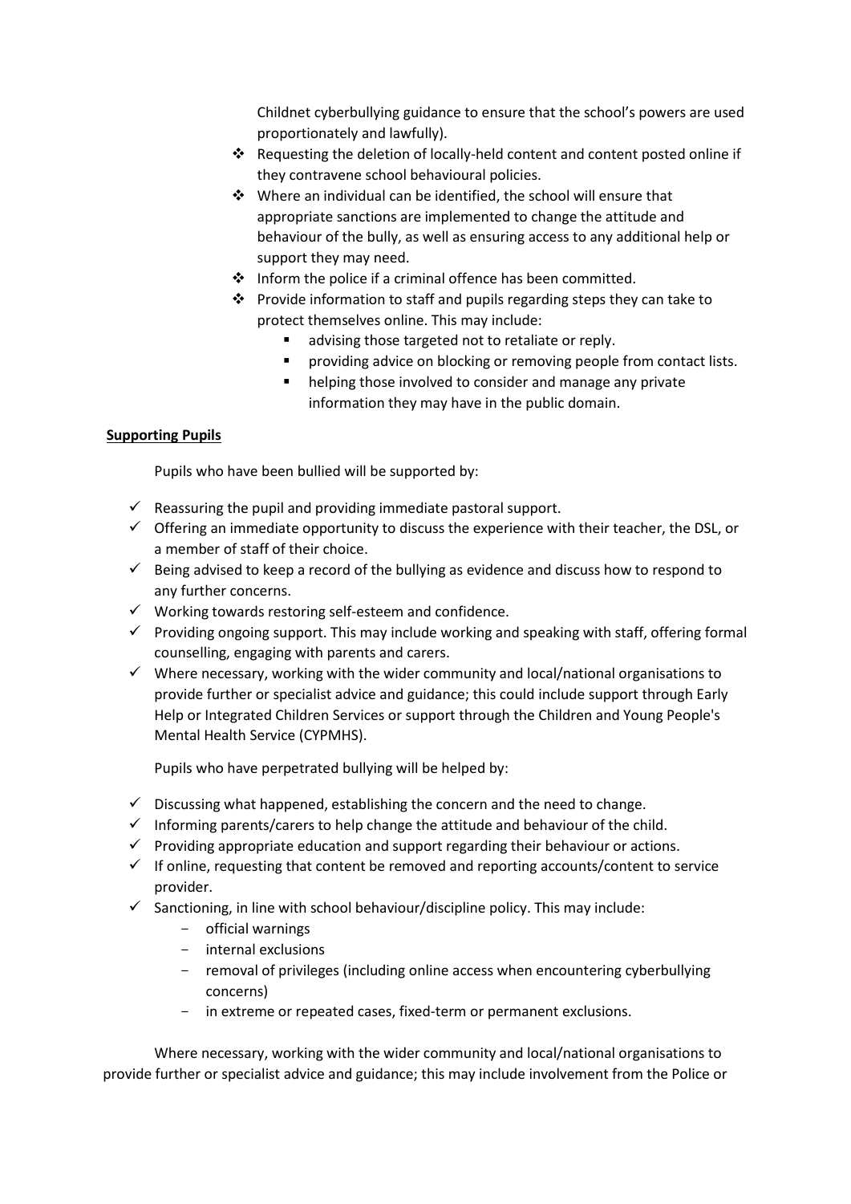Childnet cyberbullying guidance to ensure that the school's powers are used proportionately and lawfully).

- Requesting the deletion of locally-held content and content posted online if they contravene school behavioural policies.
- Where an individual can be identified, the school will ensure that appropriate sanctions are implemented to change the attitude and behaviour of the bully, as well as ensuring access to any additional help or support they may need.
- Inform the police if a criminal offence has been committed.
- Provide information to staff and pupils regarding steps they can take to protect themselves online. This may include:
  - advising those targeted not to retaliate or reply.
  - providing advice on blocking or removing people from contact lists.
  - helping those involved to consider and manage any private information they may have in the public domain.

**Supporting Pupils**

Pupils who have been bullied will be supported by:

- ✓ Reassuring the pupil and providing immediate pastoral support.
- ✓ Offering an immediate opportunity to discuss the experience with their teacher, the DSL, or a member of staff of their choice.
- ✓ Being advised to keep a record of the bullying as evidence and discuss how to respond to any further concerns.
- ✓ Working towards restoring self-esteem and confidence.
- ✓ Providing ongoing support. This may include working and speaking with staff, offering formal counselling, engaging with parents and carers.
- ✓ Where necessary, working with the wider community and local/national organisations to provide further or specialist advice and guidance; this could include support through Early Help or Integrated Children Services or support through the Children and Young People's Mental Health Service (CYPMHS).

Pupils who have perpetrated bullying will be helped by:

- ✓ Discussing what happened, establishing the concern and the need to change.
- ✓ Informing parents/carers to help change the attitude and behaviour of the child.
- ✓ Providing appropriate education and support regarding their behaviour or actions.
- ✓ If online, requesting that content be removed and reporting accounts/content to service provider.
- ✓ Sanctioning, in line with school behaviour/discipline policy. This may include:
  - official warnings
  - internal exclusions
  - removal of privileges (including online access when encountering cyberbullying concerns)
  - in extreme or repeated cases, fixed-term or permanent exclusions.

Where necessary, working with the wider community and local/national organisations to provide further or specialist advice and guidance; this may include involvement from the Police or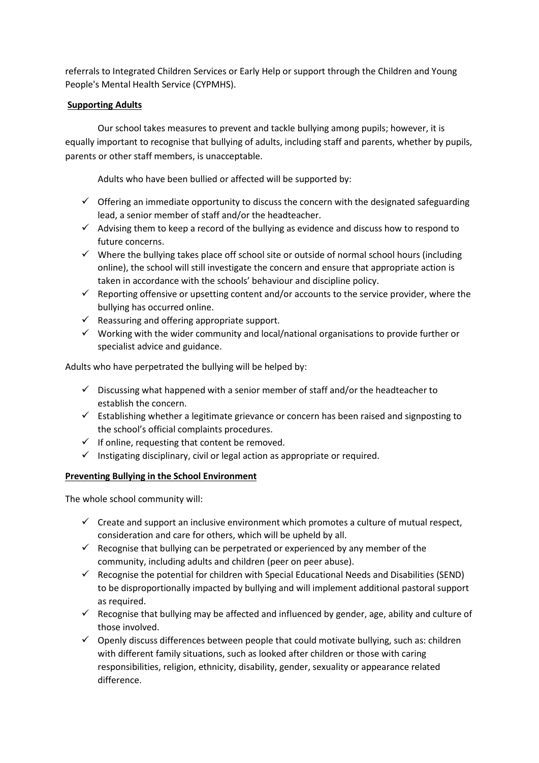referrals to Integrated Children Services or Early Help or support through the Children and Young People's Mental Health Service (CYPMHS).

**Supporting Adults**

Our school takes measures to prevent and tackle bullying among pupils; however, it is equally important to recognise that bullying of adults, including staff and parents, whether by pupils, parents or other staff members, is unacceptable.

Adults who have been bullied or affected will be supported by:

- ✓ Offering an immediate opportunity to discuss the concern with the designated safeguarding lead, a senior member of staff and/or the headteacher.
- ✓ Advising them to keep a record of the bullying as evidence and discuss how to respond to future concerns.
- ✓ Where the bullying takes place off school site or outside of normal school hours (including online), the school will still investigate the concern and ensure that appropriate action is taken in accordance with the schools' behaviour and discipline policy.
- ✓ Reporting offensive or upsetting content and/or accounts to the service provider, where the bullying has occurred online.
- ✓ Reassuring and offering appropriate support.
- ✓ Working with the wider community and local/national organisations to provide further or specialist advice and guidance.

Adults who have perpetrated the bullying will be helped by:

- ✓ Discussing what happened with a senior member of staff and/or the headteacher to establish the concern.
- ✓ Establishing whether a legitimate grievance or concern has been raised and signposting to the school's official complaints procedures.
- ✓ If online, requesting that content be removed.
- ✓ Instigating disciplinary, civil or legal action as appropriate or required.

**Preventing Bullying in the School Environment**

The whole school community will:

- ✓ Create and support an inclusive environment which promotes a culture of mutual respect, consideration and care for others, which will be upheld by all.
- ✓ Recognise that bullying can be perpetrated or experienced by any member of the community, including adults and children (peer on peer abuse).
- ✓ Recognise the potential for children with Special Educational Needs and Disabilities (SEND) to be disproportionally impacted by bullying and will implement additional pastoral support as required.
- ✓ Recognise that bullying may be affected and influenced by gender, age, ability and culture of those involved.
- ✓ Openly discuss differences between people that could motivate bullying, such as: children with different family situations, such as looked after children or those with caring responsibilities, religion, ethnicity, disability, gender, sexuality or appearance related difference.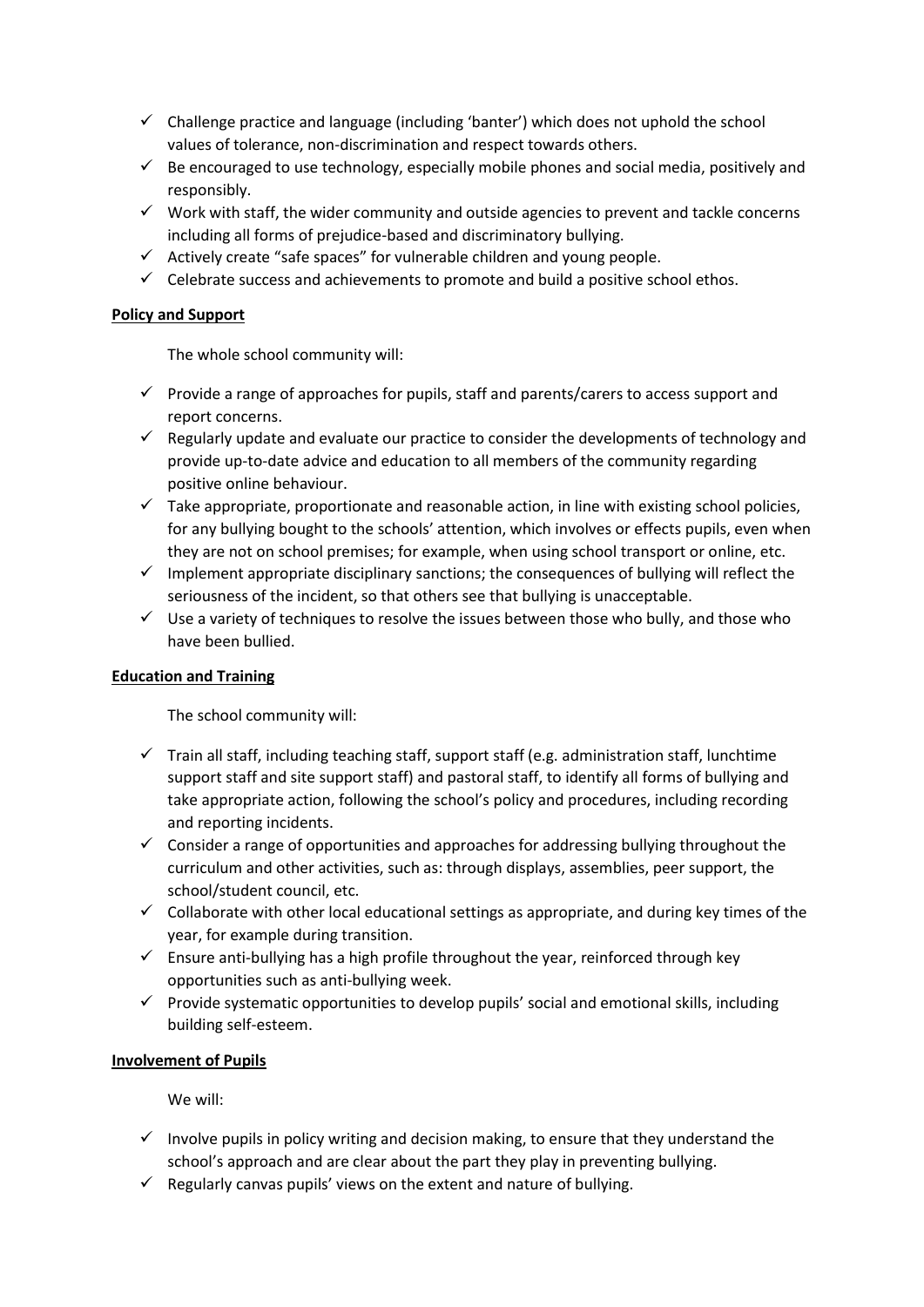- ✓ Challenge practice and language (including 'banter') which does not uphold the school values of tolerance, non-discrimination and respect towards others.
- ✓ Be encouraged to use technology, especially mobile phones and social media, positively and responsibly.
- ✓ Work with staff, the wider community and outside agencies to prevent and tackle concerns including all forms of prejudice-based and discriminatory bullying.
- ✓ Actively create "safe spaces" for vulnerable children and young people.
- ✓ Celebrate success and achievements to promote and build a positive school ethos.

**Policy and Support**

The whole school community will:

- ✓ Provide a range of approaches for pupils, staff and parents/carers to access support and report concerns.
- ✓ Regularly update and evaluate our practice to consider the developments of technology and provide up-to-date advice and education to all members of the community regarding positive online behaviour.
- ✓ Take appropriate, proportionate and reasonable action, in line with existing school policies, for any bullying bought to the schools' attention, which involves or effects pupils, even when they are not on school premises; for example, when using school transport or online, etc.
- ✓ Implement appropriate disciplinary sanctions; the consequences of bullying will reflect the seriousness of the incident, so that others see that bullying is unacceptable.
- ✓ Use a variety of techniques to resolve the issues between those who bully, and those who have been bullied.

**Education and Training**

The school community will:

- ✓ Train all staff, including teaching staff, support staff (e.g. administration staff, lunchtime support staff and site support staff) and pastoral staff, to identify all forms of bullying and take appropriate action, following the school's policy and procedures, including recording and reporting incidents.
- ✓ Consider a range of opportunities and approaches for addressing bullying throughout the curriculum and other activities, such as: through displays, assemblies, peer support, the school/student council, etc.
- ✓ Collaborate with other local educational settings as appropriate, and during key times of the year, for example during transition.
- ✓ Ensure anti-bullying has a high profile throughout the year, reinforced through key opportunities such as anti-bullying week.
- ✓ Provide systematic opportunities to develop pupils' social and emotional skills, including building self-esteem.

**Involvement of Pupils**

We will:

- ✓ Involve pupils in policy writing and decision making, to ensure that they understand the school's approach and are clear about the part they play in preventing bullying.
- ✓ Regularly canvas pupils' views on the extent and nature of bullying.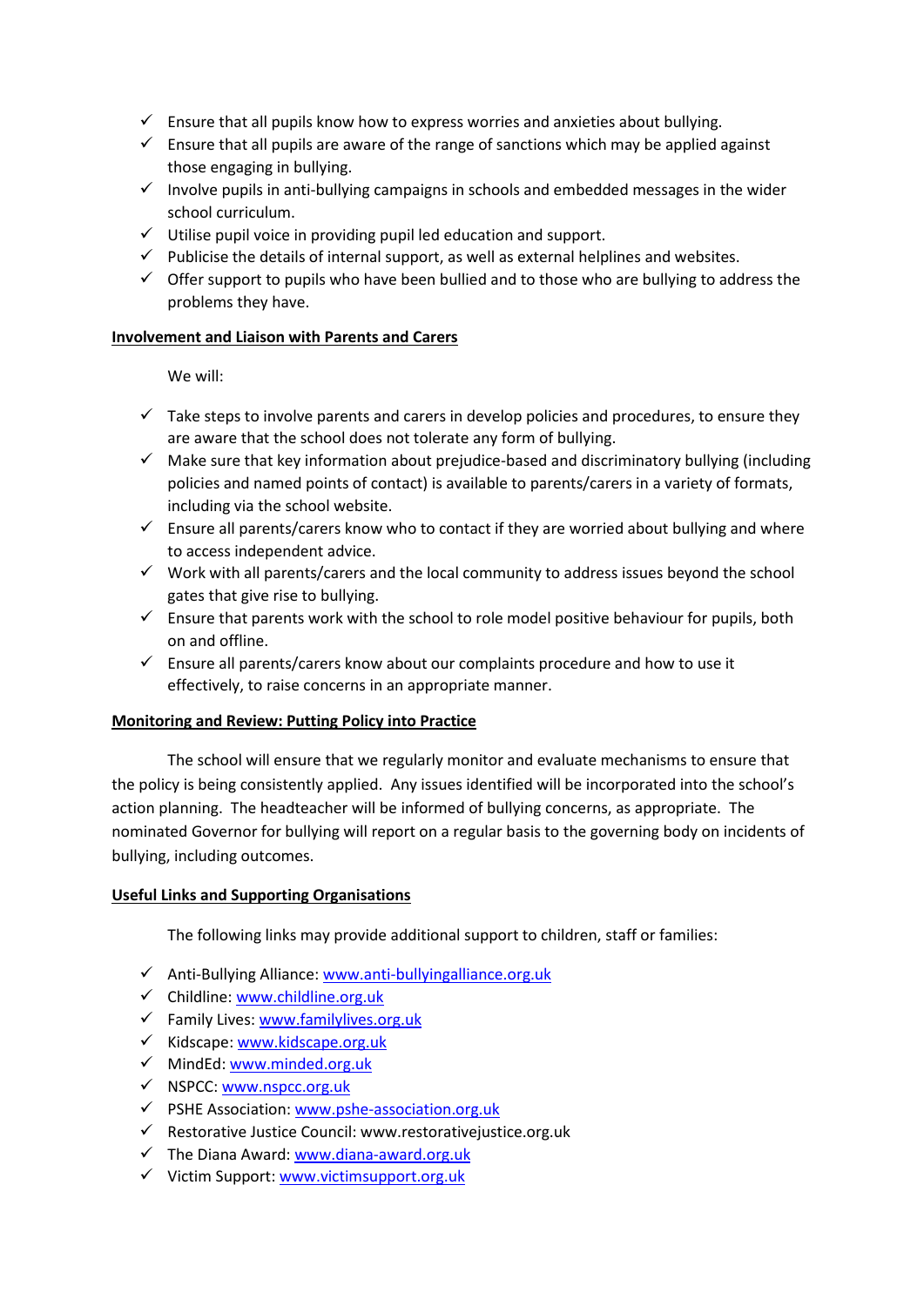- ✓ Ensure that all pupils know how to express worries and anxieties about bullying.
- ✓ Ensure that all pupils are aware of the range of sanctions which may be applied against those engaging in bullying.
- ✓ Involve pupils in anti-bullying campaigns in schools and embedded messages in the wider school curriculum.
- ✓ Utilise pupil voice in providing pupil led education and support.
- ✓ Publicise the details of internal support, as well as external helplines and websites.
- ✓ Offer support to pupils who have been bullied and to those who are bullying to address the problems they have.

**Involvement and Liaison with Parents and Carers**

We will:

- ✓ Take steps to involve parents and carers in develop policies and procedures, to ensure they are aware that the school does not tolerate any form of bullying.
- ✓ Make sure that key information about prejudice-based and discriminatory bullying (including policies and named points of contact) is available to parents/carers in a variety of formats, including via the school website.
- ✓ Ensure all parents/carers know who to contact if they are worried about bullying and where to access independent advice.
- ✓ Work with all parents/carers and the local community to address issues beyond the school gates that give rise to bullying.
- ✓ Ensure that parents work with the school to role model positive behaviour for pupils, both on and offline.
- ✓ Ensure all parents/carers know about our complaints procedure and how to use it effectively, to raise concerns in an appropriate manner.

**Monitoring and Review: Putting Policy into Practice**

The school will ensure that we regularly monitor and evaluate mechanisms to ensure that the policy is being consistently applied. Any issues identified will be incorporated into the school's action planning. The headteacher will be informed of bullying concerns, as appropriate. The nominated Governor for bullying will report on a regular basis to the governing body on incidents of bullying, including outcomes.

**Useful Links and Supporting Organisations**

The following links may provide additional support to children, staff or families:

- ✓ Anti-Bullying Alliance: www.anti-bullyingalliance.org.uk
- ✓ Childline: www.childline.org.uk
- ✓ Family Lives: www.familylives.org.uk
- ✓ Kidscape: www.kidscape.org.uk
- ✓ MindEd: www.minded.org.uk
- ✓ NSPCC: www.nspcc.org.uk
- ✓ PSHE Association: www.pshe-association.org.uk
- ✓ Restorative Justice Council: www.restorativejustice.org.uk
- ✓ The Diana Award: www.diana-award.org.uk
- ✓ Victim Support: www.victimsupport.org.uk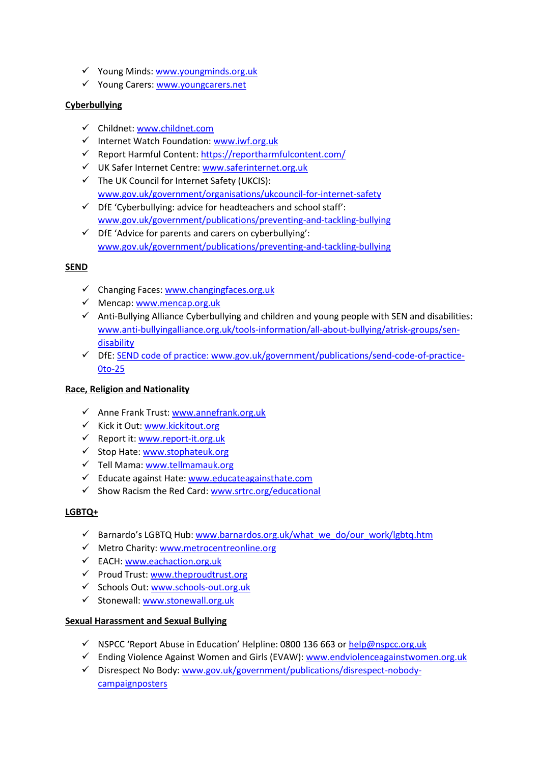- ✓ Young Minds: www.youngminds.org.uk
- ✓ Young Carers: www.youngcarers.net

**Cyberbullying**

- ✓ Childnet: www.childnet.com
- ✓ Internet Watch Foundation: www.iwf.org.uk
- ✓ Report Harmful Content: https://reportharmfulcontent.com/
- ✓ UK Safer Internet Centre: www.saferinternet.org.uk
- ✓ The UK Council for Internet Safety (UKCIS): www.gov.uk/government/organisations/ukcouncil-for-internet-safety
- ✓ DfE 'Cyberbullying: advice for headteachers and school staff': www.gov.uk/government/publications/preventing-and-tackling-bullying
- ✓ DfE 'Advice for parents and carers on cyberbullying': www.gov.uk/government/publications/preventing-and-tackling-bullying

**SEND**

- ✓ Changing Faces: www.changingfaces.org.uk
- ✓ Mencap: www.mencap.org.uk
- ✓ Anti-Bullying Alliance Cyberbullying and children and young people with SEN and disabilities: www.anti-bullyingalliance.org.uk/tools-information/all-about-bullying/atrisk-groups/sen-disability
- ✓ DfE: SEND code of practice: www.gov.uk/government/publications/send-code-of-practice-0to-25

**Race, Religion and Nationality**

- ✓ Anne Frank Trust: www.annefrank.org.uk
- ✓ Kick it Out: www.kickitout.org
- ✓ Report it: www.report-it.org.uk
- ✓ Stop Hate: www.stophateuk.org
- ✓ Tell Mama: www.tellmamauk.org
- ✓ Educate against Hate: www.educateagainsthate.com
- ✓ Show Racism the Red Card: www.srtrc.org/educational

**LGBTQ+**

- ✓ Barnardo's LGBTQ Hub: www.barnardos.org.uk/what_we_do/our_work/lgbtq.htm
- ✓ Metro Charity: www.metrocentreonline.org
- ✓ EACH: www.eachaction.org.uk
- ✓ Proud Trust: www.theproudtrust.org
- ✓ Schools Out: www.schools-out.org.uk
- ✓ Stonewall: www.stonewall.org.uk

**Sexual Harassment and Sexual Bullying**

- ✓ NSPCC 'Report Abuse in Education' Helpline: 0800 136 663 or help@nspcc.org.uk
- ✓ Ending Violence Against Women and Girls (EVAW): www.endviolenceagainstwomen.org.uk
- ✓ Disrespect No Body: www.gov.uk/government/publications/disrespect-nobody-campaignposters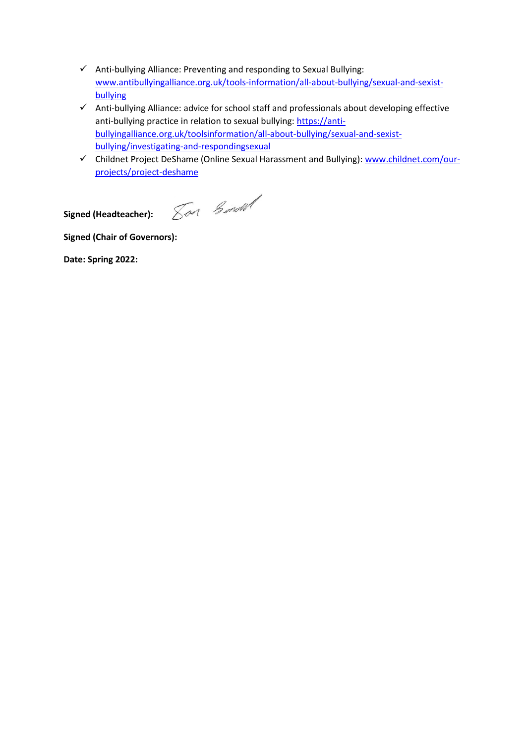- ✓ Anti-bullying Alliance: Preventing and responding to Sexual Bullying: www.antibullyingalliance.org.uk/tools-information/all-about-bullying/sexual-and-sexist-bullying
- ✓ Anti-bullying Alliance: advice for school staff and professionals about developing effective anti-bullying practice in relation to sexual bullying: https://anti-bullyingalliance.org.uk/toolsinformation/all-about-bullying/sexual-and-sexist-bullying/investigating-and-respondingsexual
- ✓ Childnet Project DeShame (Online Sexual Harassment and Bullying): www.childnet.com/our-projects/project-deshame

**Signed (Headteacher):**

**Signed (Chair of Governors):**

**Date: Spring 2022:**